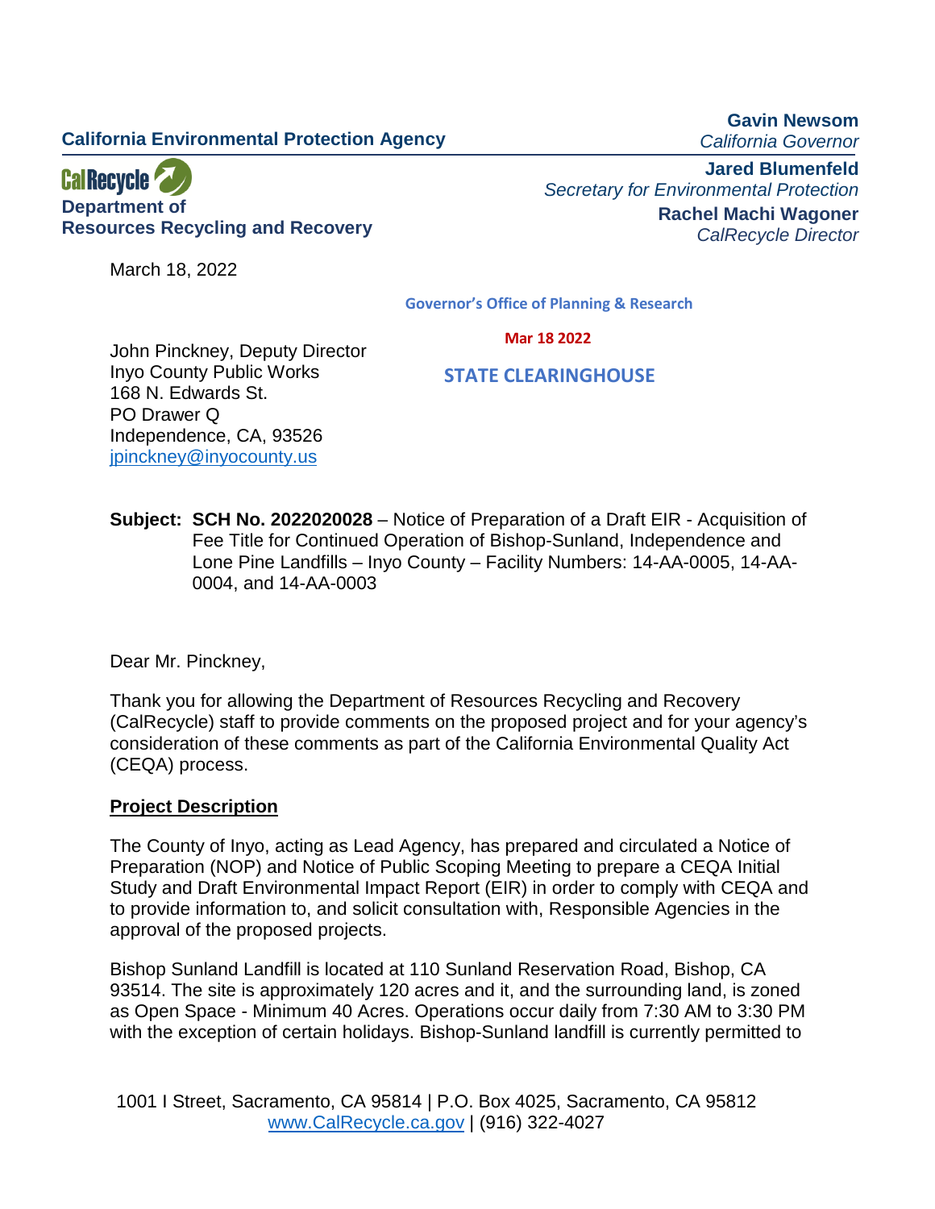**California Environmental Protection Agency**

**Gavin Newsom**
*California Governor*

**Jared Blumenfeld**
*Secretary for Environmental Protection*

**Rachel Machi Wagoner**
*CalRecycle Director*

CalRecycle
**Department of Resources Recycling and Recovery**

March 18, 2022

**Governor's Office of Planning & Research**

**Mar 18 2022**

**STATE CLEARINGHOUSE**

John Pinckney, Deputy Director
Inyo County Public Works
168 N. Edwards St.
PO Drawer Q
Independence, CA, 93526
jpinckney@inyocounty.us

**Subject: SCH No. 2022020028** – Notice of Preparation of a Draft EIR - Acquisition of Fee Title for Continued Operation of Bishop-Sunland, Independence and Lone Pine Landfills – Inyo County – Facility Numbers: 14-AA-0005, 14-AA-0004, and 14-AA-0003

Dear Mr. Pinckney,

Thank you for allowing the Department of Resources Recycling and Recovery (CalRecycle) staff to provide comments on the proposed project and for your agency's consideration of these comments as part of the California Environmental Quality Act (CEQA) process.

## Project Description

The County of Inyo, acting as Lead Agency, has prepared and circulated a Notice of Preparation (NOP) and Notice of Public Scoping Meeting to prepare a CEQA Initial Study and Draft Environmental Impact Report (EIR) in order to comply with CEQA and to provide information to, and solicit consultation with, Responsible Agencies in the approval of the proposed projects.

Bishop Sunland Landfill is located at 110 Sunland Reservation Road, Bishop, CA 93514. The site is approximately 120 acres and it, and the surrounding land, is zoned as Open Space - Minimum 40 Acres. Operations occur daily from 7:30 AM to 3:30 PM with the exception of certain holidays. Bishop-Sunland landfill is currently permitted to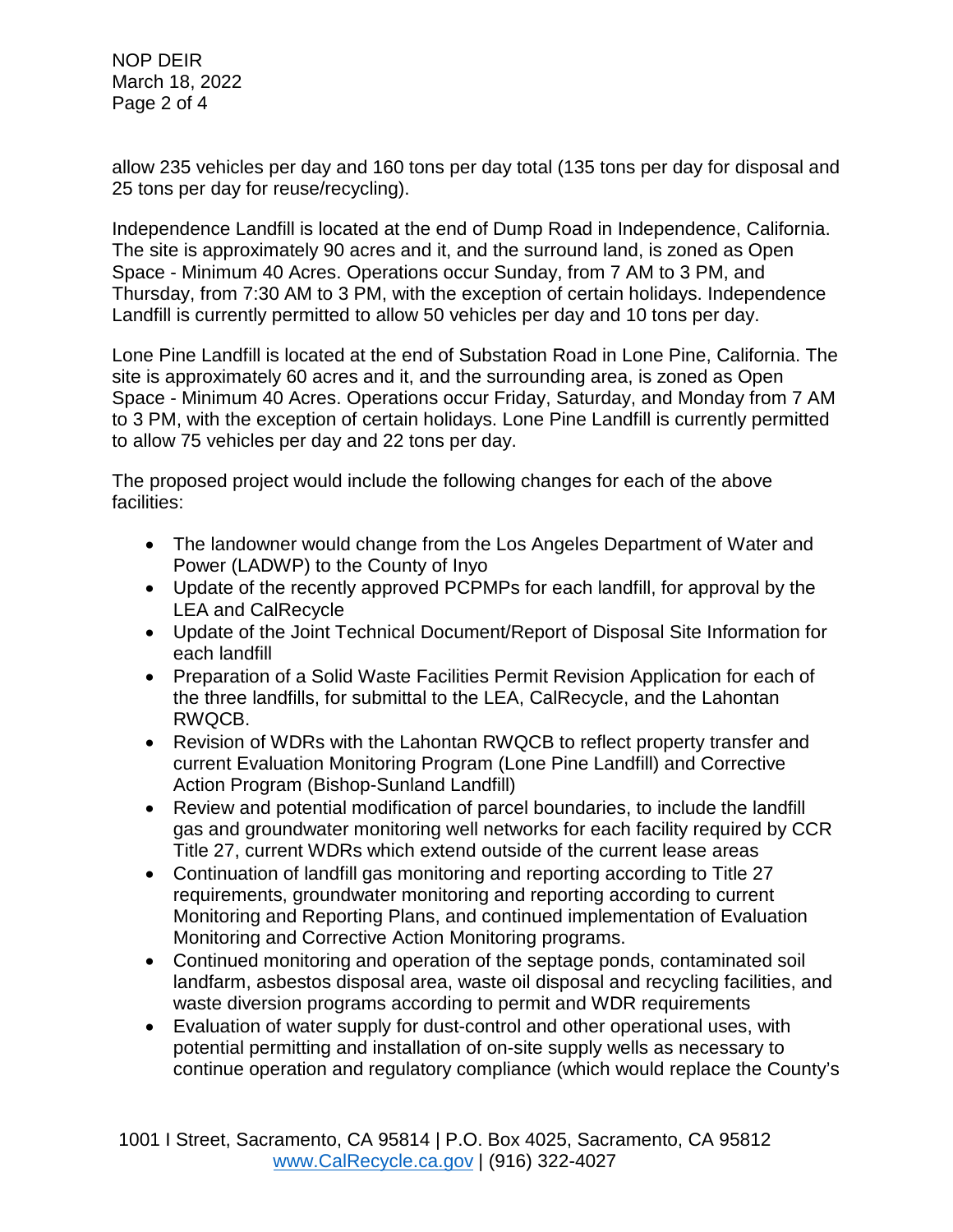allow 235 vehicles per day and 160 tons per day total (135 tons per day for disposal and 25 tons per day for reuse/recycling).

Independence Landfill is located at the end of Dump Road in Independence, California. The site is approximately 90 acres and it, and the surround land, is zoned as Open Space - Minimum 40 Acres. Operations occur Sunday, from 7 AM to 3 PM, and Thursday, from 7:30 AM to 3 PM, with the exception of certain holidays. Independence Landfill is currently permitted to allow 50 vehicles per day and 10 tons per day.

Lone Pine Landfill is located at the end of Substation Road in Lone Pine, California. The site is approximately 60 acres and it, and the surrounding area, is zoned as Open Space - Minimum 40 Acres. Operations occur Friday, Saturday, and Monday from 7 AM to 3 PM, with the exception of certain holidays. Lone Pine Landfill is currently permitted to allow 75 vehicles per day and 22 tons per day.

The proposed project would include the following changes for each of the above facilities:

- The landowner would change from the Los Angeles Department of Water and Power (LADWP) to the County of Inyo
- Update of the recently approved PCPMPs for each landfill, for approval by the LEA and CalRecycle
- Update of the Joint Technical Document/Report of Disposal Site Information for each landfill
- Preparation of a Solid Waste Facilities Permit Revision Application for each of the three landfills, for submittal to the LEA, CalRecycle, and the Lahontan RWQCB.
- Revision of WDRs with the Lahontan RWQCB to reflect property transfer and current Evaluation Monitoring Program (Lone Pine Landfill) and Corrective Action Program (Bishop-Sunland Landfill)
- Review and potential modification of parcel boundaries, to include the landfill gas and groundwater monitoring well networks for each facility required by CCR Title 27, current WDRs which extend outside of the current lease areas
- Continuation of landfill gas monitoring and reporting according to Title 27 requirements, groundwater monitoring and reporting according to current Monitoring and Reporting Plans, and continued implementation of Evaluation Monitoring and Corrective Action Monitoring programs.
- Continued monitoring and operation of the septage ponds, contaminated soil landfarm, asbestos disposal area, waste oil disposal and recycling facilities, and waste diversion programs according to permit and WDR requirements
- Evaluation of water supply for dust-control and other operational uses, with potential permitting and installation of on-site supply wells as necessary to continue operation and regulatory compliance (which would replace the County's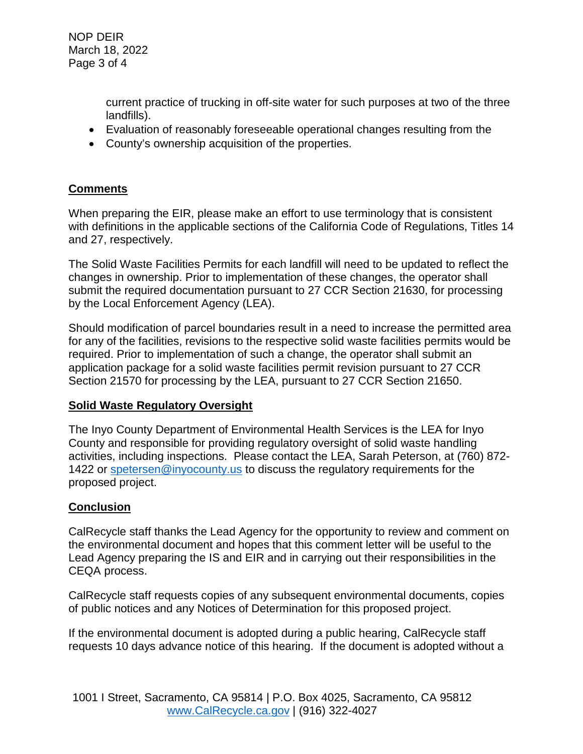current practice of trucking in off-site water for such purposes at two of the three landfills).

- Evaluation of reasonably foreseeable operational changes resulting from the
- County's ownership acquisition of the properties.

## Comments

When preparing the EIR, please make an effort to use terminology that is consistent with definitions in the applicable sections of the California Code of Regulations, Titles 14 and 27, respectively.

The Solid Waste Facilities Permits for each landfill will need to be updated to reflect the changes in ownership. Prior to implementation of these changes, the operator shall submit the required documentation pursuant to 27 CCR Section 21630, for processing by the Local Enforcement Agency (LEA).

Should modification of parcel boundaries result in a need to increase the permitted area for any of the facilities, revisions to the respective solid waste facilities permits would be required. Prior to implementation of such a change, the operator shall submit an application package for a solid waste facilities permit revision pursuant to 27 CCR Section 21570 for processing by the LEA, pursuant to 27 CCR Section 21650.

## Solid Waste Regulatory Oversight

The Inyo County Department of Environmental Health Services is the LEA for Inyo County and responsible for providing regulatory oversight of solid waste handling activities, including inspections. Please contact the LEA, Sarah Peterson, at (760) 872-1422 or spetersen@inyocounty.us to discuss the regulatory requirements for the proposed project.

## Conclusion

CalRecycle staff thanks the Lead Agency for the opportunity to review and comment on the environmental document and hopes that this comment letter will be useful to the Lead Agency preparing the IS and EIR and in carrying out their responsibilities in the CEQA process.

CalRecycle staff requests copies of any subsequent environmental documents, copies of public notices and any Notices of Determination for this proposed project.

If the environmental document is adopted during a public hearing, CalRecycle staff requests 10 days advance notice of this hearing. If the document is adopted without a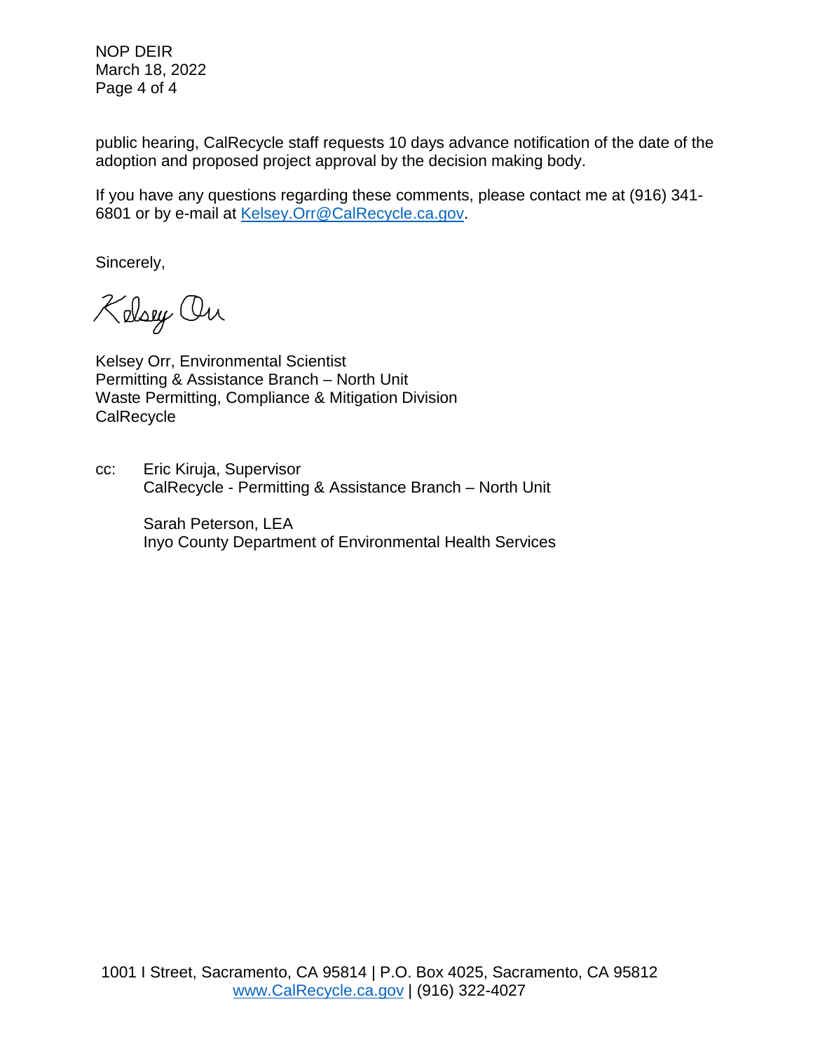public hearing, CalRecycle staff requests 10 days advance notification of the date of the adoption and proposed project approval by the decision making body.

If you have any questions regarding these comments, please contact me at (916) 341-6801 or by e-mail at Kelsey.Orr@CalRecycle.ca.gov.

Sincerely,

Kelsey Orr

Kelsey Orr, Environmental Scientist
Permitting & Assistance Branch – North Unit
Waste Permitting, Compliance & Mitigation Division
CalRecycle

cc: Eric Kiruja, Supervisor
CalRecycle - Permitting & Assistance Branch – North Unit

Sarah Peterson, LEA
Inyo County Department of Environmental Health Services